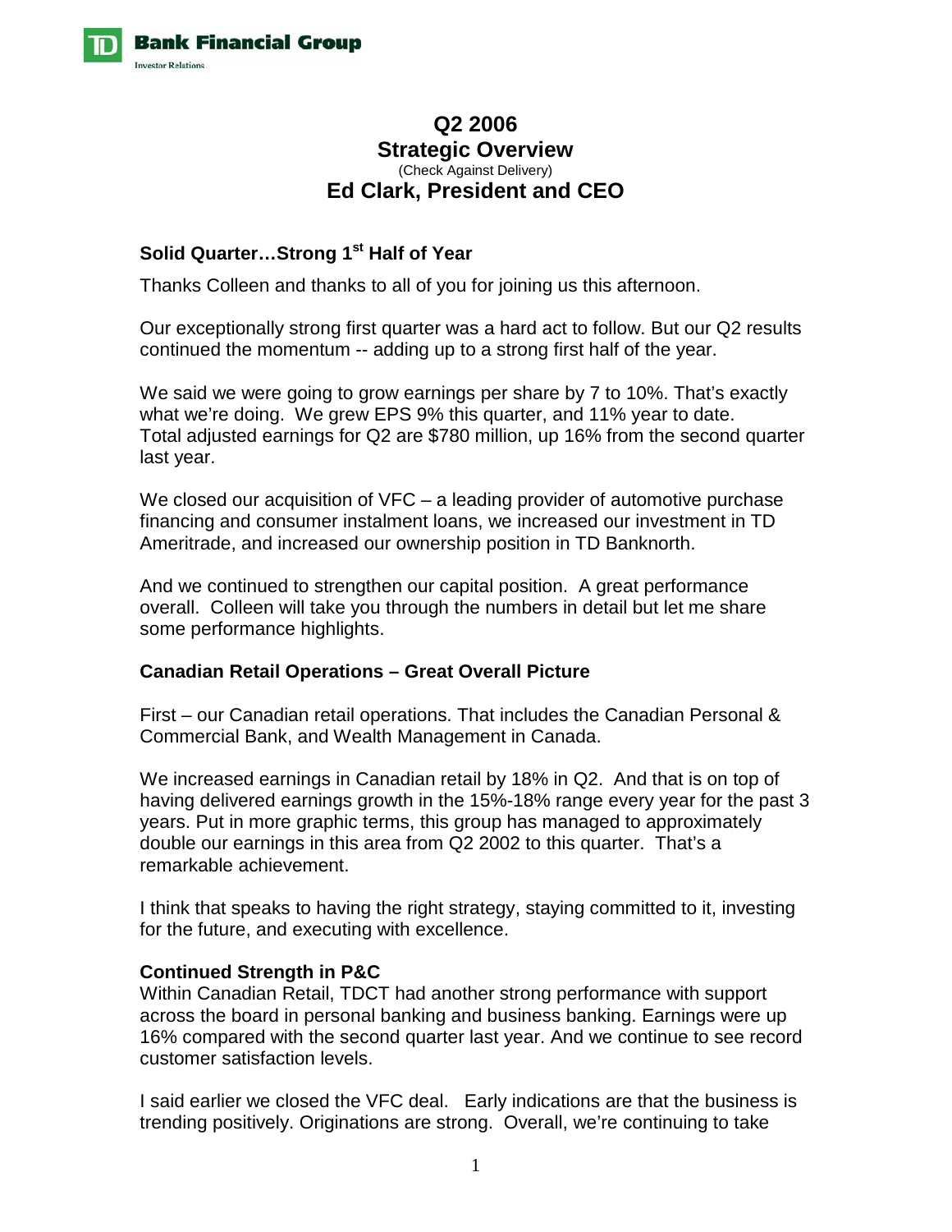# Q2 2006
# Strategic Overview
(Check Against Delivery)
## Ed Clark, President and CEO

### Solid Quarter…Strong 1st Half of Year

Thanks Colleen and thanks to all of you for joining us this afternoon.

Our exceptionally strong first quarter was a hard act to follow. But our Q2 results continued the momentum -- adding up to a strong first half of the year.

We said we were going to grow earnings per share by 7 to 10%. That's exactly what we're doing. We grew EPS 9% this quarter, and 11% year to date. Total adjusted earnings for Q2 are $780 million, up 16% from the second quarter last year.

We closed our acquisition of VFC – a leading provider of automotive purchase financing and consumer instalment loans, we increased our investment in TD Ameritrade, and increased our ownership position in TD Banknorth.

And we continued to strengthen our capital position. A great performance overall. Colleen will take you through the numbers in detail but let me share some performance highlights.

### Canadian Retail Operations – Great Overall Picture

First – our Canadian retail operations. That includes the Canadian Personal & Commercial Bank, and Wealth Management in Canada.

We increased earnings in Canadian retail by 18% in Q2. And that is on top of having delivered earnings growth in the 15%-18% range every year for the past 3 years. Put in more graphic terms, this group has managed to approximately double our earnings in this area from Q2 2002 to this quarter. That's a remarkable achievement.

I think that speaks to having the right strategy, staying committed to it, investing for the future, and executing with excellence.

### Continued Strength in P&C

Within Canadian Retail, TDCT had another strong performance with support across the board in personal banking and business banking. Earnings were up 16% compared with the second quarter last year. And we continue to see record customer satisfaction levels.

I said earlier we closed the VFC deal. Early indications are that the business is trending positively. Originations are strong. Overall, we're continuing to take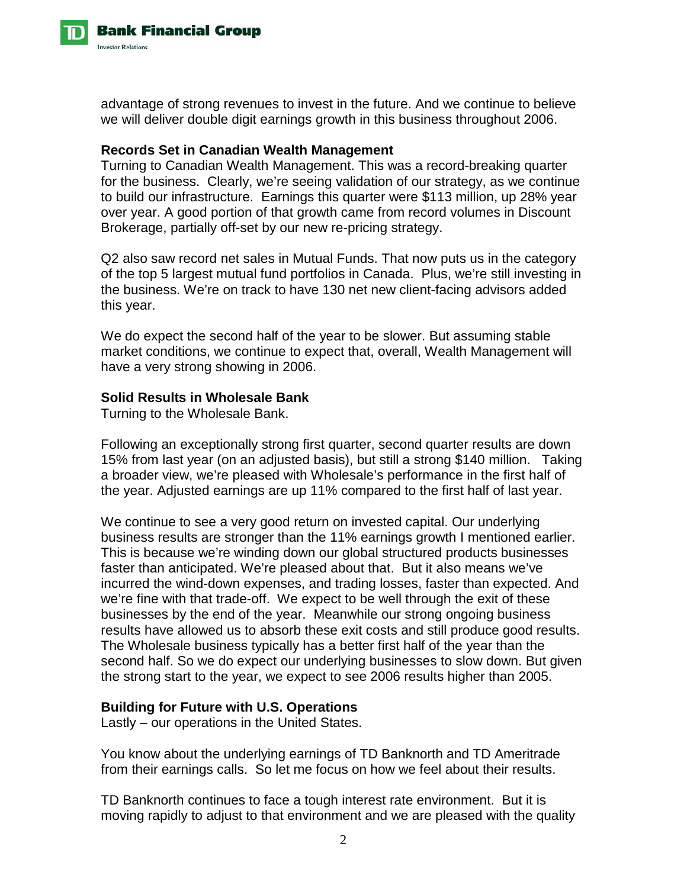advantage of strong revenues to invest in the future. And we continue to believe we will deliver double digit earnings growth in this business throughout 2006.

**Records Set in Canadian Wealth Management**

Turning to Canadian Wealth Management. This was a record-breaking quarter for the business. Clearly, we're seeing validation of our strategy, as we continue to build our infrastructure. Earnings this quarter were $113 million, up 28% year over year. A good portion of that growth came from record volumes in Discount Brokerage, partially off-set by our new re-pricing strategy.

Q2 also saw record net sales in Mutual Funds. That now puts us in the category of the top 5 largest mutual fund portfolios in Canada. Plus, we're still investing in the business. We're on track to have 130 net new client-facing advisors added this year.

We do expect the second half of the year to be slower. But assuming stable market conditions, we continue to expect that, overall, Wealth Management will have a very strong showing in 2006.

**Solid Results in Wholesale Bank**

Turning to the Wholesale Bank.

Following an exceptionally strong first quarter, second quarter results are down 15% from last year (on an adjusted basis), but still a strong $140 million. Taking a broader view, we're pleased with Wholesale's performance in the first half of the year. Adjusted earnings are up 11% compared to the first half of last year.

We continue to see a very good return on invested capital. Our underlying business results are stronger than the 11% earnings growth I mentioned earlier. This is because we're winding down our global structured products businesses faster than anticipated. We're pleased about that. But it also means we've incurred the wind-down expenses, and trading losses, faster than expected. And we're fine with that trade-off. We expect to be well through the exit of these businesses by the end of the year. Meanwhile our strong ongoing business results have allowed us to absorb these exit costs and still produce good results. The Wholesale business typically has a better first half of the year than the second half. So we do expect our underlying businesses to slow down. But given the strong start to the year, we expect to see 2006 results higher than 2005.

**Building for Future with U.S. Operations**

Lastly – our operations in the United States.

You know about the underlying earnings of TD Banknorth and TD Ameritrade from their earnings calls. So let me focus on how we feel about their results.

TD Banknorth continues to face a tough interest rate environment. But it is moving rapidly to adjust to that environment and we are pleased with the quality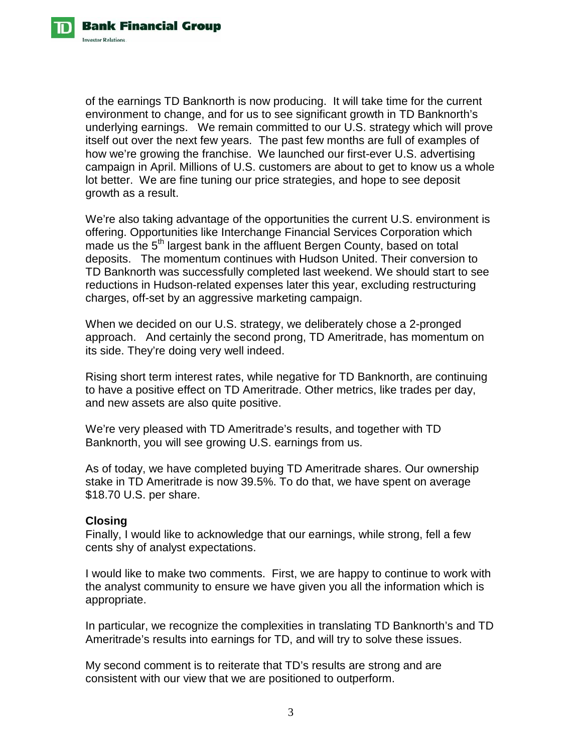of the earnings TD Banknorth is now producing. It will take time for the current environment to change, and for us to see significant growth in TD Banknorth's underlying earnings. We remain committed to our U.S. strategy which will prove itself out over the next few years. The past few months are full of examples of how we're growing the franchise. We launched our first-ever U.S. advertising campaign in April. Millions of U.S. customers are about to get to know us a whole lot better. We are fine tuning our price strategies, and hope to see deposit growth as a result.

We're also taking advantage of the opportunities the current U.S. environment is offering. Opportunities like Interchange Financial Services Corporation which made us the 5th largest bank in the affluent Bergen County, based on total deposits. The momentum continues with Hudson United. Their conversion to TD Banknorth was successfully completed last weekend. We should start to see reductions in Hudson-related expenses later this year, excluding restructuring charges, off-set by an aggressive marketing campaign.

When we decided on our U.S. strategy, we deliberately chose a 2-pronged approach. And certainly the second prong, TD Ameritrade, has momentum on its side. They're doing very well indeed.

Rising short term interest rates, while negative for TD Banknorth, are continuing to have a positive effect on TD Ameritrade. Other metrics, like trades per day, and new assets are also quite positive.

We're very pleased with TD Ameritrade's results, and together with TD Banknorth, you will see growing U.S. earnings from us.

As of today, we have completed buying TD Ameritrade shares. Our ownership stake in TD Ameritrade is now 39.5%. To do that, we have spent on average $18.70 U.S. per share.

**Closing**

Finally, I would like to acknowledge that our earnings, while strong, fell a few cents shy of analyst expectations.

I would like to make two comments. First, we are happy to continue to work with the analyst community to ensure we have given you all the information which is appropriate.

In particular, we recognize the complexities in translating TD Banknorth's and TD Ameritrade's results into earnings for TD, and will try to solve these issues.

My second comment is to reiterate that TD's results are strong and are consistent with our view that we are positioned to outperform.